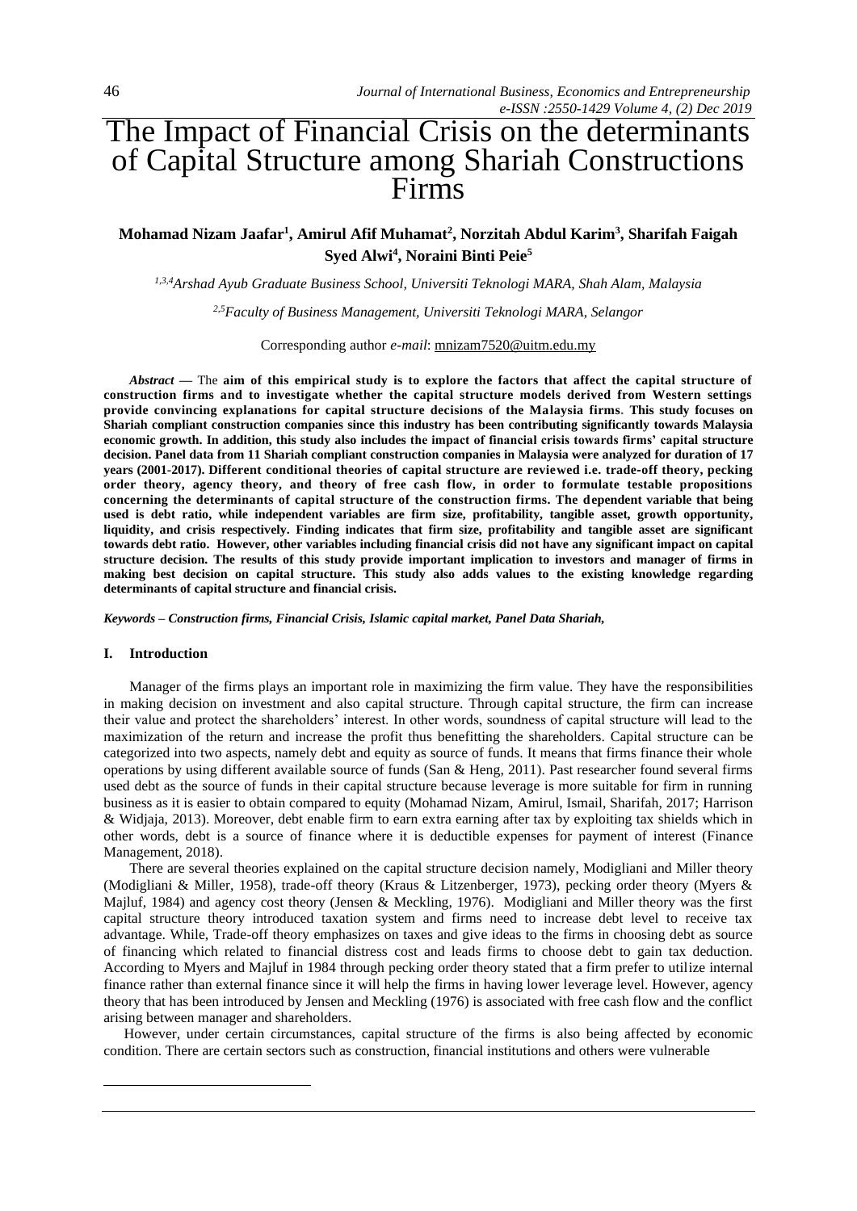# The Impact of Financial Crisis on the determinants of Capital Structure among Shariah Constructions Firms

**Mohamad Nizam Jaafar[1], Amirul Afif Muhamat[2], Norzitah Abdul Karim[3], Sharifah Faigah Syed Alwi[4], Noraini Binti Peie[5]**

*[1,3,4]Arshad Ayub Graduate Business School, Universiti Teknologi MARA, Shah Alam, Malaysia*

*[2,5]Faculty of Business Management, Universiti Teknologi MARA, Selangor*

Corresponding author *e-mail*: mnizam7520@uitm.edu.my

***Abstract* —** The **aim of this empirical study is to explore the factors that affect the capital structure of construction firms and to investigate whether the capital structure models derived from Western settings provide convincing explanations for capital structure decisions of the Malaysia firms. This study focuses on Shariah compliant construction companies since this industry has been contributing significantly towards Malaysia economic growth. In addition, this study also includes the impact of financial crisis towards firms' capital structure decision. Panel data from 11 Shariah compliant construction companies in Malaysia were analyzed for duration of 17 years (2001-2017). Different conditional theories of capital structure are reviewed i.e. trade-off theory, pecking order theory, agency theory, and theory of free cash flow, in order to formulate testable propositions concerning the determinants of capital structure of the construction firms. The dependent variable that being used is debt ratio, while independent variables are firm size, profitability, tangible asset, growth opportunity, liquidity, and crisis respectively. Finding indicates that firm size, profitability and tangible asset are significant towards debt ratio. However, other variables including financial crisis did not have any significant impact on capital structure decision. The results of this study provide important implication to investors and manager of firms in making best decision on capital structure. This study also adds values to the existing knowledge regarding determinants of capital structure and financial crisis.**

***Keywords – Construction firms, Financial Crisis, Islamic capital market, Panel Data Shariah,***

## I. Introduction

Manager of the firms plays an important role in maximizing the firm value. They have the responsibilities in making decision on investment and also capital structure. Through capital structure, the firm can increase their value and protect the shareholders' interest. In other words, soundness of capital structure will lead to the maximization of the return and increase the profit thus benefitting the shareholders. Capital structure can be categorized into two aspects, namely debt and equity as source of funds. It means that firms finance their whole operations by using different available source of funds (San & Heng, 2011). Past researcher found several firms used debt as the source of funds in their capital structure because leverage is more suitable for firm in running business as it is easier to obtain compared to equity (Mohamad Nizam, Amirul, Ismail, Sharifah, 2017; Harrison & Widjaja, 2013). Moreover, debt enable firm to earn extra earning after tax by exploiting tax shields which in other words, debt is a source of finance where it is deductible expenses for payment of interest (Finance Management, 2018).

There are several theories explained on the capital structure decision namely, Modigliani and Miller theory (Modigliani & Miller, 1958), trade-off theory (Kraus & Litzenberger, 1973), pecking order theory (Myers & Majluf, 1984) and agency cost theory (Jensen & Meckling, 1976). Modigliani and Miller theory was the first capital structure theory introduced taxation system and firms need to increase debt level to receive tax advantage. While, Trade-off theory emphasizes on taxes and give ideas to the firms in choosing debt as source of financing which related to financial distress cost and leads firms to choose debt to gain tax deduction. According to Myers and Majluf in 1984 through pecking order theory stated that a firm prefer to utilize internal finance rather than external finance since it will help the firms in having lower leverage level. However, agency theory that has been introduced by Jensen and Meckling (1976) is associated with free cash flow and the conflict arising between manager and shareholders.

However, under certain circumstances, capital structure of the firms is also being affected by economic condition. There are certain sectors such as construction, financial institutions and others were vulnerable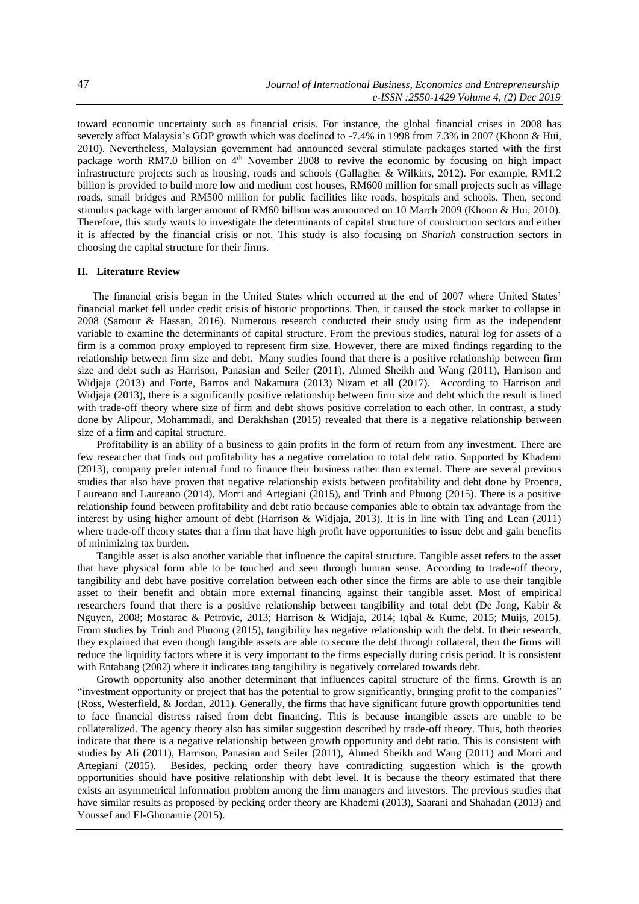toward economic uncertainty such as financial crisis. For instance, the global financial crises in 2008 has severely affect Malaysia's GDP growth which was declined to -7.4% in 1998 from 7.3% in 2007 (Khoon & Hui, 2010). Nevertheless, Malaysian government had announced several stimulate packages started with the first package worth RM7.0 billion on 4th November 2008 to revive the economic by focusing on high impact infrastructure projects such as housing, roads and schools (Gallagher & Wilkins, 2012). For example, RM1.2 billion is provided to build more low and medium cost houses, RM600 million for small projects such as village roads, small bridges and RM500 million for public facilities like roads, hospitals and schools. Then, second stimulus package with larger amount of RM60 billion was announced on 10 March 2009 (Khoon & Hui, 2010). Therefore, this study wants to investigate the determinants of capital structure of construction sectors and either it is affected by the financial crisis or not. This study is also focusing on *Shariah* construction sectors in choosing the capital structure for their firms.

## II. Literature Review

The financial crisis began in the United States which occurred at the end of 2007 where United States' financial market fell under credit crisis of historic proportions. Then, it caused the stock market to collapse in 2008 (Samour & Hassan, 2016). Numerous research conducted their study using firm as the independent variable to examine the determinants of capital structure. From the previous studies, natural log for assets of a firm is a common proxy employed to represent firm size. However, there are mixed findings regarding to the relationship between firm size and debt. Many studies found that there is a positive relationship between firm size and debt such as Harrison, Panasian and Seiler (2011), Ahmed Sheikh and Wang (2011), Harrison and Widjaja (2013) and Forte, Barros and Nakamura (2013) Nizam et all (2017). According to Harrison and Widjaja (2013), there is a significantly positive relationship between firm size and debt which the result is lined with trade-off theory where size of firm and debt shows positive correlation to each other. In contrast, a study done by Alipour, Mohammadi, and Derakhshan (2015) revealed that there is a negative relationship between size of a firm and capital structure.

Profitability is an ability of a business to gain profits in the form of return from any investment. There are few researcher that finds out profitability has a negative correlation to total debt ratio. Supported by Khademi (2013), company prefer internal fund to finance their business rather than external. There are several previous studies that also have proven that negative relationship exists between profitability and debt done by Proenca, Laureano and Laureano (2014), Morri and Artegiani (2015), and Trinh and Phuong (2015). There is a positive relationship found between profitability and debt ratio because companies able to obtain tax advantage from the interest by using higher amount of debt (Harrison & Widjaja, 2013). It is in line with Ting and Lean (2011) where trade-off theory states that a firm that have high profit have opportunities to issue debt and gain benefits of minimizing tax burden.

Tangible asset is also another variable that influence the capital structure. Tangible asset refers to the asset that have physical form able to be touched and seen through human sense. According to trade-off theory, tangibility and debt have positive correlation between each other since the firms are able to use their tangible asset to their benefit and obtain more external financing against their tangible asset. Most of empirical researchers found that there is a positive relationship between tangibility and total debt (De Jong, Kabir & Nguyen, 2008; Mostarac & Petrovic, 2013; Harrison & Widjaja, 2014; Iqbal & Kume, 2015; Muijs, 2015). From studies by Trinh and Phuong (2015), tangibility has negative relationship with the debt. In their research, they explained that even though tangible assets are able to secure the debt through collateral, then the firms will reduce the liquidity factors where it is very important to the firms especially during crisis period. It is consistent with Entabang (2002) where it indicates tang tangibility is negatively correlated towards debt.

Growth opportunity also another determinant that influences capital structure of the firms. Growth is an "investment opportunity or project that has the potential to grow significantly, bringing profit to the companies" (Ross, Westerfield, & Jordan, 2011). Generally, the firms that have significant future growth opportunities tend to face financial distress raised from debt financing. This is because intangible assets are unable to be collateralized. The agency theory also has similar suggestion described by trade-off theory. Thus, both theories indicate that there is a negative relationship between growth opportunity and debt ratio. This is consistent with studies by Ali (2011), Harrison, Panasian and Seiler (2011), Ahmed Sheikh and Wang (2011) and Morri and Artegiani (2015). Besides, pecking order theory have contradicting suggestion which is the growth opportunities should have positive relationship with debt level. It is because the theory estimated that there exists an asymmetrical information problem among the firm managers and investors. The previous studies that have similar results as proposed by pecking order theory are Khademi (2013), Saarani and Shahadan (2013) and Youssef and El-Ghonamie (2015).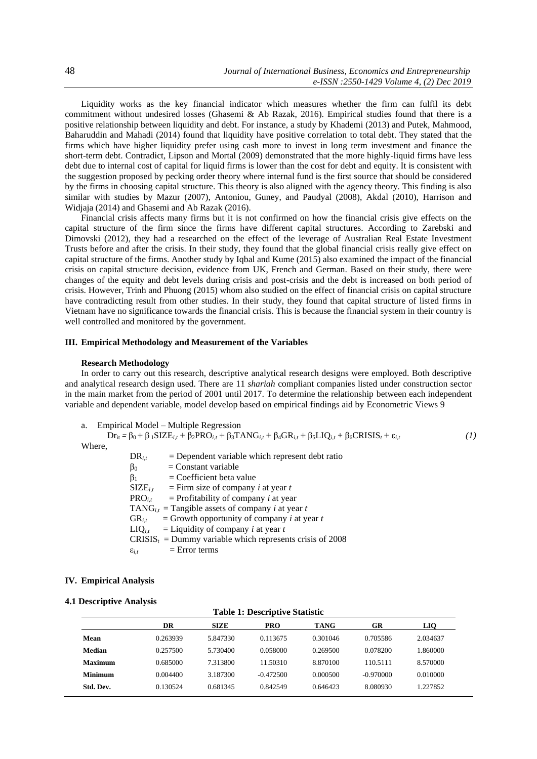Liquidity works as the key financial indicator which measures whether the firm can fulfil its debt commitment without undesired losses (Ghasemi & Ab Razak, 2016). Empirical studies found that there is a positive relationship between liquidity and debt. For instance, a study by Khademi (2013) and Putek, Mahmood, Baharuddin and Mahadi (2014) found that liquidity have positive correlation to total debt. They stated that the firms which have higher liquidity prefer using cash more to invest in long term investment and finance the short-term debt. Contradict, Lipson and Mortal (2009) demonstrated that the more highly-liquid firms have less debt due to internal cost of capital for liquid firms is lower than the cost for debt and equity. It is consistent with the suggestion proposed by pecking order theory where internal fund is the first source that should be considered by the firms in choosing capital structure. This theory is also aligned with the agency theory. This finding is also similar with studies by Mazur (2007), Antoniou, Guney, and Paudyal (2008), Akdal (2010), Harrison and Widjaja (2014) and Ghasemi and Ab Razak (2016).

Financial crisis affects many firms but it is not confirmed on how the financial crisis give effects on the capital structure of the firm since the firms have different capital structures. According to Zarebski and Dimovski (2012), they had a researched on the effect of the leverage of Australian Real Estate Investment Trusts before and after the crisis. In their study, they found that the global financial crisis really give effect on capital structure of the firms. Another study by Iqbal and Kume (2015) also examined the impact of the financial crisis on capital structure decision, evidence from UK, French and German. Based on their study, there were changes of the equity and debt levels during crisis and post-crisis and the debt is increased on both period of crisis. However, Trinh and Phuong (2015) whom also studied on the effect of financial crisis on capital structure have contradicting result from other studies. In their study, they found that capital structure of listed firms in Vietnam have no significance towards the financial crisis. This is because the financial system in their country is well controlled and monitored by the government.

## III. Empirical Methodology and Measurement of the Variables

### Research Methodology

In order to carry out this research, descriptive analytical research designs were employed. Both descriptive and analytical research design used. There are 11 *shariah* compliant companies listed under construction sector in the main market from the period of 2001 until 2017. To determine the relationship between each independent variable and dependent variable, model develop based on empirical findings aid by Econometric Views 9

a. Empirical Model – Multiple Regression

$$Dr_{it} = \beta_0 + \beta_1 SIZE_{i,t} + \beta_2 PRO_{i,t} + \beta_3 TANG_{i,t} + \beta_4 GR_{i,t} + \beta_5 LIQ_{i,t} + \beta_6 CRISIS_t + \varepsilon_{i,t} \quad (1)$$

Where,

- $DR_{i,t}$ = Dependent variable which represent debt ratio
- $\beta_0$ = Constant variable
- $\beta_1$ = Coefficient beta value
- $SIZE_{i,t}$ = Firm size of company *i* at year *t*
- $PRO_{i,t}$ = Profitability of company *i* at year
- $TANG_{i,t}$ = Tangible assets of company *i* at year *t*
- $GR_{i,t}$ = Growth opportunity of company *i* at year *t*
- $LIQ_{i,t}$ = Liquidity of company *i* at year *t*
- $CRISIS_t$ = Dummy variable which represents crisis of 2008
- $\varepsilon_{i,t}$ = Error terms

## IV. Empirical Analysis

### 4.1 Descriptive Analysis

**Table 1: Descriptive Statistic**

| | DR | SIZE | PRO | TANG | GR | LIQ |
|---|---|---|---|---|---|---|
| **Mean** | 0.263939 | 5.847330 | 0.113675 | 0.301046 | 0.705586 | 2.034637 |
| **Median** | 0.257500 | 5.730400 | 0.058000 | 0.269500 | 0.078200 | 1.860000 |
| **Maximum** | 0.685000 | 7.313800 | 11.50310 | 8.870100 | 110.5111 | 8.570000 |
| **Minimum** | 0.004400 | 3.187300 | -0.472500 | 0.000500 | -0.970000 | 0.010000 |
| **Std. Dev.** | 0.130524 | 0.681345 | 0.842549 | 0.646423 | 8.080930 | 1.227852 |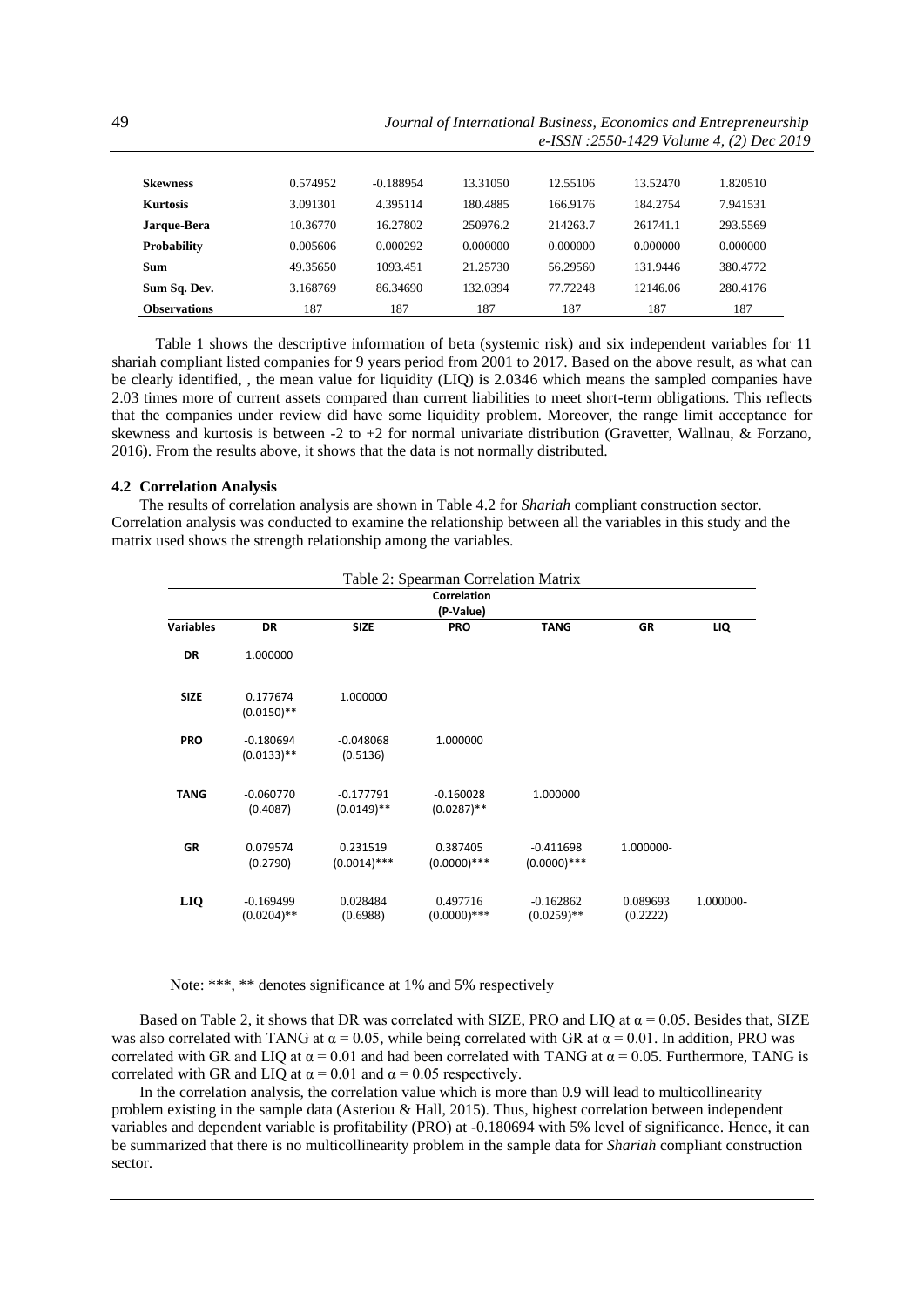| | | | | | | |
|---|---|---|---|---|---|---|
| **Skewness** | 0.574952 | -0.188954 | 13.31050 | 12.55106 | 13.52470 | 1.820510 |
| **Kurtosis** | 3.091301 | 4.395114 | 180.4885 | 166.9176 | 184.2754 | 7.941531 |
| **Jarque-Bera** | 10.36770 | 16.27802 | 250976.2 | 214263.7 | 261741.1 | 293.5569 |
| **Probability** | 0.005606 | 0.000292 | 0.000000 | 0.000000 | 0.000000 | 0.000000 |
| **Sum** | 49.35650 | 1093.451 | 21.25730 | 56.29560 | 131.9446 | 380.4772 |
| **Sum Sq. Dev.** | 3.168769 | 86.34690 | 132.0394 | 77.72248 | 12146.06 | 280.4176 |
| **Observations** | 187 | 187 | 187 | 187 | 187 | 187 |

Table 1 shows the descriptive information of beta (systemic risk) and six independent variables for 11 shariah compliant listed companies for 9 years period from 2001 to 2017. Based on the above result, as what can be clearly identified, , the mean value for liquidity (LIQ) is 2.0346 which means the sampled companies have 2.03 times more of current assets compared than current liabilities to meet short-term obligations. This reflects that the companies under review did have some liquidity problem. Moreover, the range limit acceptance for skewness and kurtosis is between -2 to +2 for normal univariate distribution (Gravetter, Wallnau, & Forzano, 2016). From the results above, it shows that the data is not normally distributed.

### 4.2 Correlation Analysis

The results of correlation analysis are shown in Table 4.2 for *Shariah* compliant construction sector. Correlation analysis was conducted to examine the relationship between all the variables in this study and the matrix used shows the strength relationship among the variables.

Table 2: Spearman Correlation Matrix

| | Correlation (P-Value) | | | | | |
|---|---|---|---|---|---|---|
| **Variables** | **DR** | **SIZE** | **PRO** | **TANG** | **GR** | **LIQ** |
| **DR** | 1.000000 | | | | | |
| **SIZE** | 0.177674 (0.0150)** | 1.000000 | | | | |
| **PRO** | -0.180694 (0.0133)** | -0.048068 (0.5136) | 1.000000 | | | |
| **TANG** | -0.060770 (0.4087) | -0.177791 (0.0149)** | -0.160028 (0.0287)** | 1.000000 | | |
| **GR** | 0.079574 (0.2790) | 0.231519 (0.0014)*** | 0.387405 (0.0000)*** | -0.411698 (0.0000)*** | 1.000000- | |
| **LIQ** | -0.169499 (0.0204)** | 0.028484 (0.6988) | 0.497716 (0.0000)*** | -0.162862 (0.0259)** | 0.089693 (0.2222) | 1.000000- |

Note: ***, ** denotes significance at 1% and 5% respectively

Based on Table 2, it shows that DR was correlated with SIZE, PRO and LIQ at $\alpha = 0.05$. Besides that, SIZE was also correlated with TANG at $\alpha = 0.05$, while being correlated with GR at $\alpha = 0.01$. In addition, PRO was correlated with GR and LIQ at $\alpha = 0.01$ and had been correlated with TANG at $\alpha = 0.05$. Furthermore, TANG is correlated with GR and LIQ at $\alpha = 0.01$ and $\alpha = 0.05$ respectively.

In the correlation analysis, the correlation value which is more than 0.9 will lead to multicollinearity problem existing in the sample data (Asteriou & Hall, 2015). Thus, highest correlation between independent variables and dependent variable is profitability (PRO) at -0.180694 with 5% level of significance. Hence, it can be summarized that there is no multicollinearity problem in the sample data for *Shariah* compliant construction sector.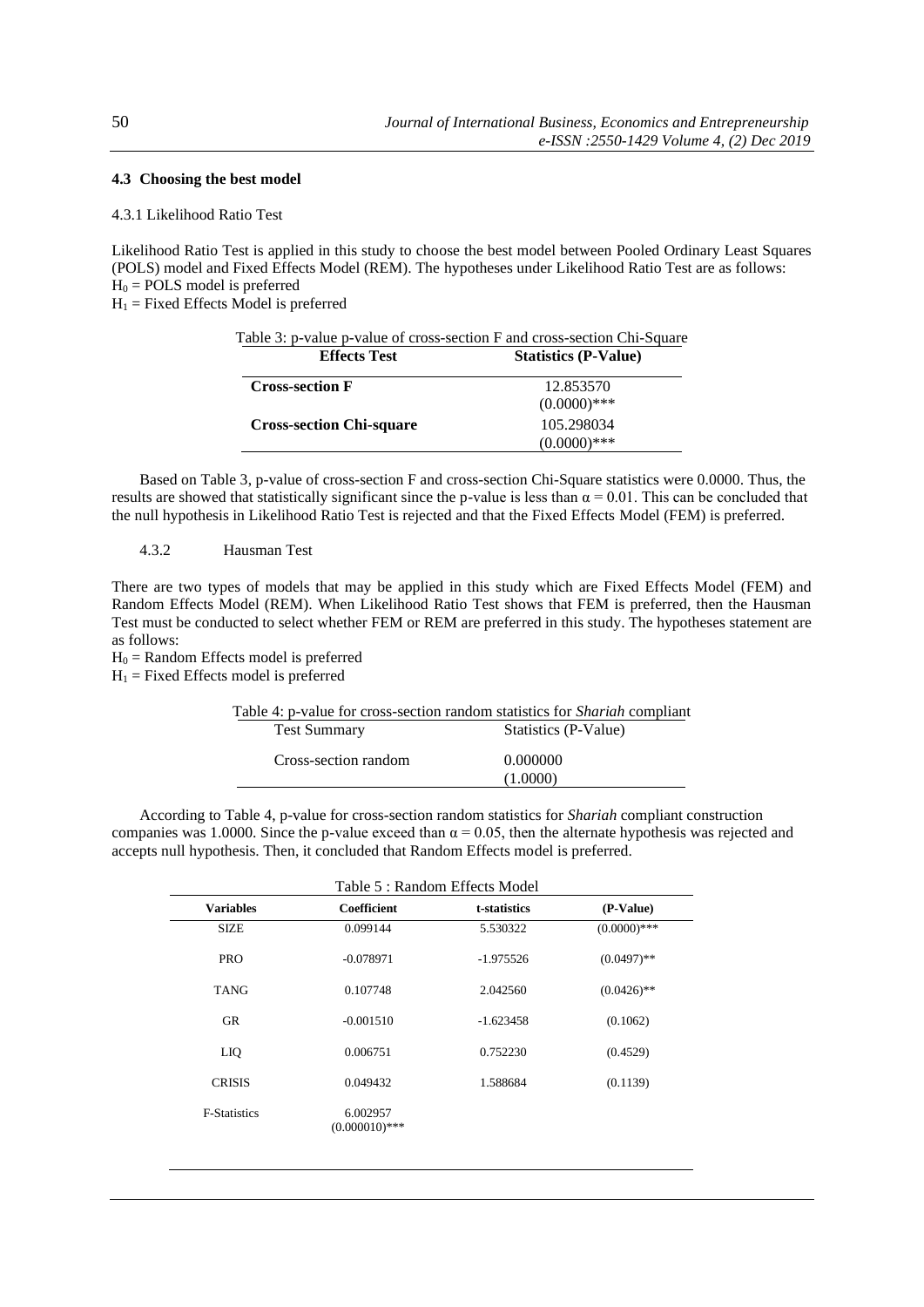### 4.3 Choosing the best model

4.3.1 Likelihood Ratio Test

Likelihood Ratio Test is applied in this study to choose the best model between Pooled Ordinary Least Squares (POLS) model and Fixed Effects Model (REM). The hypotheses under Likelihood Ratio Test are as follows:
$H_0$ = POLS model is preferred
$H_1$ = Fixed Effects Model is preferred

Table 3: p-value p-value of cross-section F and cross-section Chi-Square

| Effects Test | Statistics (P-Value) |
|---|---|
| **Cross-section F** | 12.853570 (0.0000)*** |
| **Cross-section Chi-square** | 105.298034 (0.0000)*** |

Based on Table 3, p-value of cross-section F and cross-section Chi-Square statistics were 0.0000. Thus, the results are showed that statistically significant since the p-value is less than $\alpha = 0.01$. This can be concluded that the null hypothesis in Likelihood Ratio Test is rejected and that the Fixed Effects Model (FEM) is preferred.

4.3.2 Hausman Test

There are two types of models that may be applied in this study which are Fixed Effects Model (FEM) and Random Effects Model (REM). When Likelihood Ratio Test shows that FEM is preferred, then the Hausman Test must be conducted to select whether FEM or REM are preferred in this study. The hypotheses statement are as follows:
$H_0$ = Random Effects model is preferred
$H_1$ = Fixed Effects model is preferred

Table 4: p-value for cross-section random statistics for *Shariah* compliant

| Test Summary | Statistics (P-Value) |
|---|---|
| Cross-section random | 0.000000 (1.0000) |

According to Table 4, p-value for cross-section random statistics for *Shariah* compliant construction companies was 1.0000. Since the p-value exceed than $\alpha = 0.05$, then the alternate hypothesis was rejected and accepts null hypothesis. Then, it concluded that Random Effects model is preferred.

Table 5 : Random Effects Model

| Variables | Coefficient | t-statistics | (P-Value) |
|---|---|---|---|
| SIZE | 0.099144 | 5.530322 | (0.0000)*** |
| PRO | -0.078971 | -1.975526 | (0.0497)** |
| TANG | 0.107748 | 2.042560 | (0.0426)** |
| GR | -0.001510 | -1.623458 | (0.1062) |
| LIQ | 0.006751 | 0.752230 | (0.4529) |
| CRISIS | 0.049432 | 1.588684 | (0.1139) |
| F-Statistics | 6.002957 (0.000010)*** | | |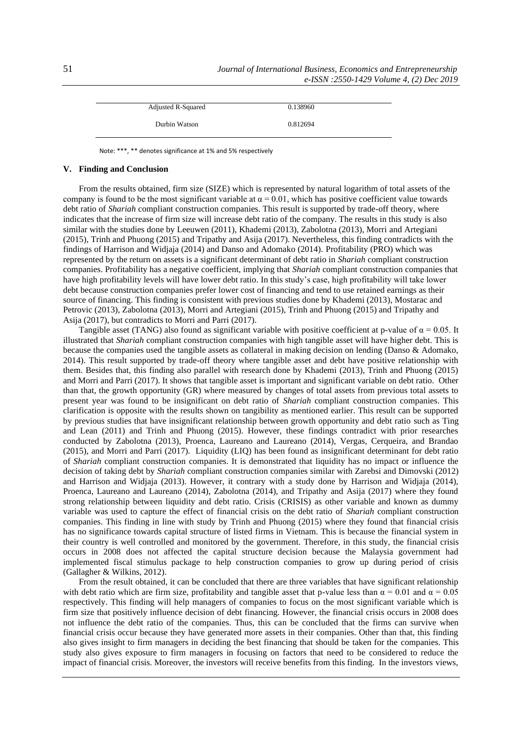| | |
|---|---|
| Adjusted R-Squared | 0.138960 |
| Durbin Watson | 0.812694 |

Note: ***, ** denotes significance at 1% and 5% respectively

## V. Finding and Conclusion

From the results obtained, firm size (SIZE) which is represented by natural logarithm of total assets of the company is found to be the most significant variable at $\alpha = 0.01$, which has positive coefficient value towards debt ratio of *Shariah* compliant construction companies. This result is supported by trade-off theory, where indicates that the increase of firm size will increase debt ratio of the company. The results in this study is also similar with the studies done by Leeuwen (2011), Khademi (2013), Zabolotna (2013), Morri and Artegiani (2015), Trinh and Phuong (2015) and Tripathy and Asija (2017). Nevertheless, this finding contradicts with the findings of Harrison and Widjaja (2014) and Danso and Adomako (2014). Profitability (PRO) which was represented by the return on assets is a significant determinant of debt ratio in *Shariah* compliant construction companies. Profitability has a negative coefficient, implying that *Shariah* compliant construction companies that have high profitability levels will have lower debt ratio. In this study's case, high profitability will take lower debt because construction companies prefer lower cost of financing and tend to use retained earnings as their source of financing. This finding is consistent with previous studies done by Khademi (2013), Mostarac and Petrovic (2013), Zabolotna (2013), Morri and Artegiani (2015), Trinh and Phuong (2015) and Tripathy and Asija (2017), but contradicts to Morri and Parri (2017).

Tangible asset (TANG) also found as significant variable with positive coefficient at p-value of $\alpha = 0.05$. It illustrated that *Shariah* compliant construction companies with high tangible asset will have higher debt. This is because the companies used the tangible assets as collateral in making decision on lending (Danso & Adomako, 2014). This result supported by trade-off theory where tangible asset and debt have positive relationship with them. Besides that, this finding also parallel with research done by Khademi (2013), Trinh and Phuong (2015) and Morri and Parri (2017). It shows that tangible asset is important and significant variable on debt ratio. Other than that, the growth opportunity (GR) where measured by changes of total assets from previous total assets to present year was found to be insignificant on debt ratio of *Shariah* compliant construction companies. This clarification is opposite with the results shown on tangibility as mentioned earlier. This result can be supported by previous studies that have insignificant relationship between growth opportunity and debt ratio such as Ting and Lean (2011) and Trinh and Phuong (2015). However, these findings contradict with prior researches conducted by Zabolotna (2013), Proenca, Laureano and Laureano (2014), Vergas, Cerqueira, and Brandao (2015), and Morri and Parri (2017). Liquidity (LIQ) has been found as insignificant determinant for debt ratio of *Shariah* compliant construction companies. It is demonstrated that liquidity has no impact or influence the decision of taking debt by *Shariah* compliant construction companies similar with Zarebsi and Dimovski (2012) and Harrison and Widjaja (2013). However, it contrary with a study done by Harrison and Widjaja (2014), Proenca, Laureano and Laureano (2014), Zabolotna (2014), and Tripathy and Asija (2017) where they found strong relationship between liquidity and debt ratio. Crisis (CRISIS) as other variable and known as dummy variable was used to capture the effect of financial crisis on the debt ratio of *Shariah* compliant construction companies. This finding in line with study by Trinh and Phuong (2015) where they found that financial crisis has no significance towards capital structure of listed firms in Vietnam. This is because the financial system in their country is well controlled and monitored by the government. Therefore, in this study, the financial crisis occurs in 2008 does not affected the capital structure decision because the Malaysia government had implemented fiscal stimulus package to help construction companies to grow up during period of crisis (Gallagher & Wilkins, 2012).

From the result obtained, it can be concluded that there are three variables that have significant relationship with debt ratio which are firm size, profitability and tangible asset that p-value less than $\alpha = 0.01$ and $\alpha = 0.05$ respectively. This finding will help managers of companies to focus on the most significant variable which is firm size that positively influence decision of debt financing. However, the financial crisis occurs in 2008 does not influence the debt ratio of the companies. Thus, this can be concluded that the firms can survive when financial crisis occur because they have generated more assets in their companies. Other than that, this finding also gives insight to firm managers in deciding the best financing that should be taken for the companies. This study also gives exposure to firm managers in focusing on factors that need to be considered to reduce the impact of financial crisis. Moreover, the investors will receive benefits from this finding. In the investors views,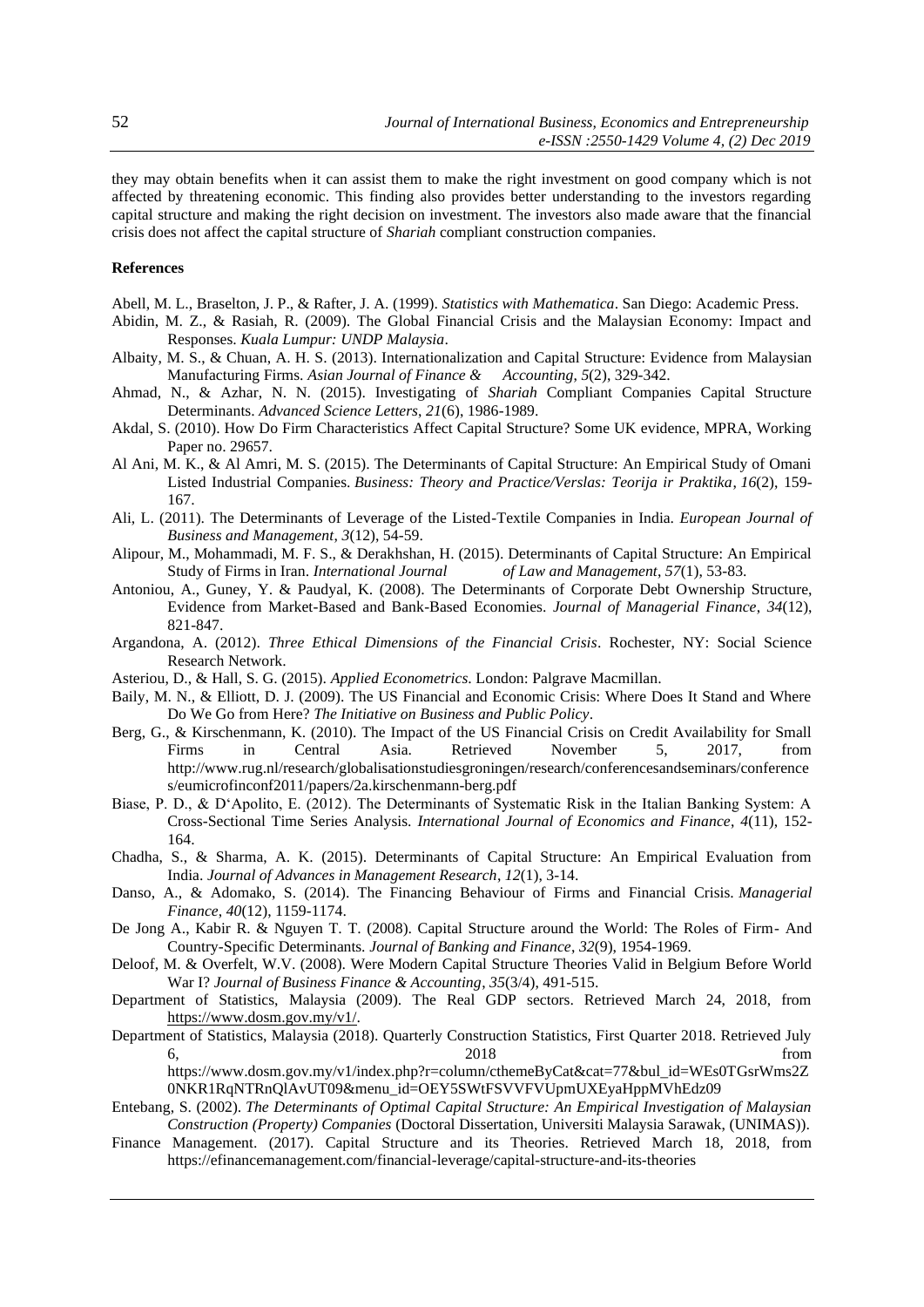they may obtain benefits when it can assist them to make the right investment on good company which is not affected by threatening economic. This finding also provides better understanding to the investors regarding capital structure and making the right decision on investment. The investors also made aware that the financial crisis does not affect the capital structure of *Shariah* compliant construction companies.

**References**

Abell, M. L., Braselton, J. P., & Rafter, J. A. (1999). *Statistics with Mathematica*. San Diego: Academic Press.

Abidin, M. Z., & Rasiah, R. (2009). The Global Financial Crisis and the Malaysian Economy: Impact and Responses. *Kuala Lumpur: UNDP Malaysia*.

Albaity, M. S., & Chuan, A. H. S. (2013). Internationalization and Capital Structure: Evidence from Malaysian Manufacturing Firms. *Asian Journal of Finance & Accounting*, *5*(2), 329-342.

Ahmad, N., & Azhar, N. N. (2015). Investigating of *Shariah* Compliant Companies Capital Structure Determinants. *Advanced Science Letters*, *21*(6), 1986-1989.

Akdal, S. (2010). How Do Firm Characteristics Affect Capital Structure? Some UK evidence, MPRA, Working Paper no. 29657.

Al Ani, M. K., & Al Amri, M. S. (2015). The Determinants of Capital Structure: An Empirical Study of Omani Listed Industrial Companies. *Business: Theory and Practice/Verslas: Teorija ir Praktika*, *16*(2), 159-167.

Ali, L. (2011). The Determinants of Leverage of the Listed-Textile Companies in India. *European Journal of Business and Management*, *3*(12), 54-59.

Alipour, M., Mohammadi, M. F. S., & Derakhshan, H. (2015). Determinants of Capital Structure: An Empirical Study of Firms in Iran. *International Journal of Law and Management*, *57*(1), 53-83.

Antoniou, A., Guney, Y. & Paudyal, K. (2008). The Determinants of Corporate Debt Ownership Structure, Evidence from Market-Based and Bank-Based Economies. *Journal of Managerial Finance*, *34*(12), 821-847.

Argandona, A. (2012). *Three Ethical Dimensions of the Financial Crisis*. Rochester, NY: Social Science Research Network.

Asteriou, D., & Hall, S. G. (2015). *Applied Econometrics*. London: Palgrave Macmillan.

Baily, M. N., & Elliott, D. J. (2009). The US Financial and Economic Crisis: Where Does It Stand and Where Do We Go from Here? *The Initiative on Business and Public Policy*.

Berg, G., & Kirschenmann, K. (2010). The Impact of the US Financial Crisis on Credit Availability for Small Firms in Central Asia. Retrieved November 5, 2017, from http://www.rug.nl/research/globalisationstudiesgroningen/research/conferencesandseminars/conferences/eumicrofinconf2011/papers/2a.kirschenmann-berg.pdf

Biase, P. D., & D'Apolito, E. (2012). The Determinants of Systematic Risk in the Italian Banking System: A Cross-Sectional Time Series Analysis. *International Journal of Economics and Finance*, *4*(11), 152-164.

Chadha, S., & Sharma, A. K. (2015). Determinants of Capital Structure: An Empirical Evaluation from India. *Journal of Advances in Management Research*, *12*(1), 3-14.

Danso, A., & Adomako, S. (2014). The Financing Behaviour of Firms and Financial Crisis. *Managerial Finance*, *40*(12), 1159-1174.

De Jong A., Kabir R. & Nguyen T. T. (2008). Capital Structure around the World: The Roles of Firm- And Country-Specific Determinants. *Journal of Banking and Finance*, *32*(9), 1954-1969.

Deloof, M. & Overfelt, W.V. (2008). Were Modern Capital Structure Theories Valid in Belgium Before World War I? *Journal of Business Finance & Accounting*, *35*(3/4), 491-515.

Department of Statistics, Malaysia (2009). The Real GDP sectors. Retrieved March 24, 2018, from https://www.dosm.gov.my/v1/.

Department of Statistics, Malaysia (2018). Quarterly Construction Statistics, First Quarter 2018. Retrieved July 6, 2018 from https://www.dosm.gov.my/v1/index.php?r=column/cthemeByCat&cat=77&bul_id=WEs0TGsrWms2Z0NKR1RqNTRnQlAvUT09&menu_id=OEY5SWtFSVVFVUpmUXEyaHppMVhEdz09

Entebang, S. (2002). *The Determinants of Optimal Capital Structure: An Empirical Investigation of Malaysian Construction (Property) Companies* (Doctoral Dissertation, Universiti Malaysia Sarawak, (UNIMAS)).

Finance Management. (2017). Capital Structure and its Theories. Retrieved March 18, 2018, from https://efinancemanagement.com/financial-leverage/capital-structure-and-its-theories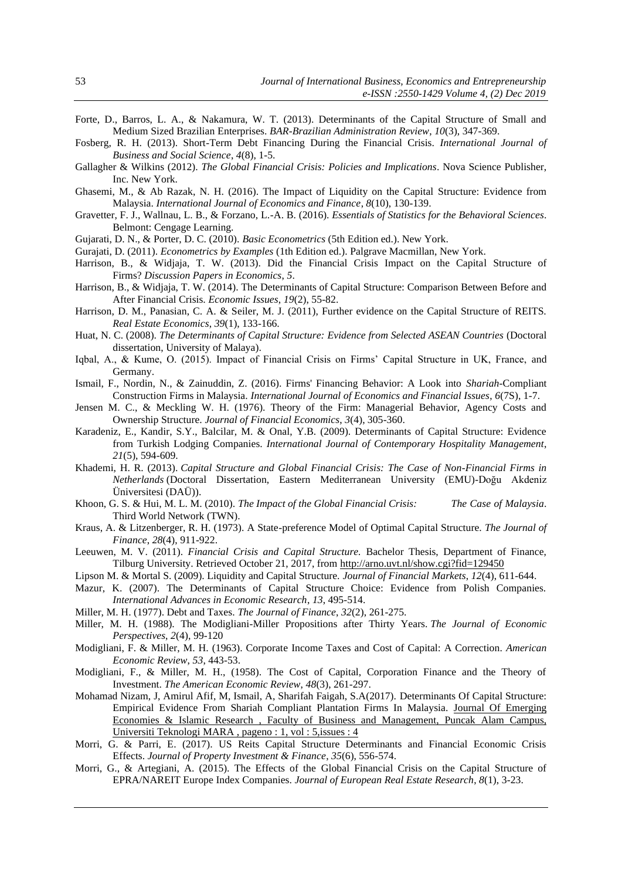Forte, D., Barros, L. A., & Nakamura, W. T. (2013). Determinants of the Capital Structure of Small and Medium Sized Brazilian Enterprises. *BAR-Brazilian Administration Review*, *10*(3), 347-369.

Fosberg, R. H. (2013). Short-Term Debt Financing During the Financial Crisis. *International Journal of Business and Social Science*, *4*(8), 1-5.

Gallagher & Wilkins (2012). *The Global Financial Crisis: Policies and Implications*. Nova Science Publisher, Inc. New York.

Ghasemi, M., & Ab Razak, N. H. (2016). The Impact of Liquidity on the Capital Structure: Evidence from Malaysia. *International Journal of Economics and Finance*, *8*(10), 130-139.

Gravetter, F. J., Wallnau, L. B., & Forzano, L.-A. B. (2016). *Essentials of Statistics for the Behavioral Sciences*. Belmont: Cengage Learning.

Gujarati, D. N., & Porter, D. C. (2010). *Basic Econometrics* (5th Edition ed.). New York.

Gurajati, D. (2011). *Econometrics by Examples* (1th Edition ed.). Palgrave Macmillan, New York.

Harrison, B., & Widjaja, T. W. (2013). Did the Financial Crisis Impact on the Capital Structure of Firms? *Discussion Papers in Economics*, *5*.

Harrison, B., & Widjaja, T. W. (2014). The Determinants of Capital Structure: Comparison Between Before and After Financial Crisis. *Economic Issues*, *19*(2), 55-82.

Harrison, D. M., Panasian, C. A. & Seiler, M. J. (2011), Further evidence on the Capital Structure of REITS. *Real Estate Economics*, *39*(1), 133-166.

Huat, N. C. (2008). *The Determinants of Capital Structure: Evidence from Selected ASEAN Countries* (Doctoral dissertation, University of Malaya).

Iqbal, A., & Kume, O. (2015). Impact of Financial Crisis on Firms' Capital Structure in UK, France, and Germany.

Ismail, F., Nordin, N., & Zainuddin, Z. (2016). Firms' Financing Behavior: A Look into *Shariah*-Compliant Construction Firms in Malaysia. *International Journal of Economics and Financial Issues*, *6*(7S), 1-7.

Jensen M. C., & Meckling W. H. (1976). Theory of the Firm: Managerial Behavior, Agency Costs and Ownership Structure. *Journal of Financial Economics*, *3*(4), 305-360.

Karadeniz, E., Kandir, S.Y., Balcilar, M. & Onal, Y.B. (2009). Determinants of Capital Structure: Evidence from Turkish Lodging Companies. *International Journal of Contemporary Hospitality Management*, *21*(5), 594-609.

Khademi, H. R. (2013). *Capital Structure and Global Financial Crisis: The Case of Non-Financial Firms in Netherlands* (Doctoral Dissertation, Eastern Mediterranean University (EMU)-Doğu Akdeniz Üniversitesi (DAÜ)).

Khoon, G. S. & Hui, M. L. M. (2010). *The Impact of the Global Financial Crisis: The Case of Malaysia*. Third World Network (TWN).

Kraus, A. & Litzenberger, R. H. (1973). A State-preference Model of Optimal Capital Structure. *The Journal of Finance*, *28*(4), 911-922.

Leeuwen, M. V. (2011). *Financial Crisis and Capital Structure.* Bachelor Thesis, Department of Finance, Tilburg University. Retrieved October 21, 2017, from http://arno.uvt.nl/show.cgi?fid=129450

Lipson M. & Mortal S. (2009). Liquidity and Capital Structure. *Journal of Financial Markets*, *12*(4), 611-644.

Mazur, K. (2007). The Determinants of Capital Structure Choice: Evidence from Polish Companies. *International Advances in Economic Research*, *13*, 495-514.

Miller, M. H. (1977). Debt and Taxes. *The Journal of Finance*, *32*(2), 261-275.

Miller, M. H. (1988). The Modigliani-Miller Propositions after Thirty Years. *The Journal of Economic Perspectives*, *2*(4), 99-120

Modigliani, F. & Miller, M. H. (1963). Corporate Income Taxes and Cost of Capital: A Correction. *American Economic Review*, *53*, 443-53.

Modigliani, F., & Miller, M. H., (1958). The Cost of Capital, Corporation Finance and the Theory of Investment. *The American Economic Review*, *48*(3), 261-297.

Mohamad Nizam, J, Amirul Afif, M, Ismail, A, Sharifah Faigah, S.A(2017). Determinants Of Capital Structure: Empirical Evidence From Shariah Compliant Plantation Firms In Malaysia. Journal Of Emerging Economies & Islamic Research , Faculty of Business and Management, Puncak Alam Campus, Universiti Teknologi MARA , pageno : 1, vol : 5,issues : 4

Morri, G. & Parri, E. (2017). US Reits Capital Structure Determinants and Financial Economic Crisis Effects. *Journal of Property Investment & Finance*, *35*(6), 556-574.

Morri, G., & Artegiani, A. (2015). The Effects of the Global Financial Crisis on the Capital Structure of EPRA/NAREIT Europe Index Companies. *Journal of European Real Estate Research*, *8*(1), 3-23.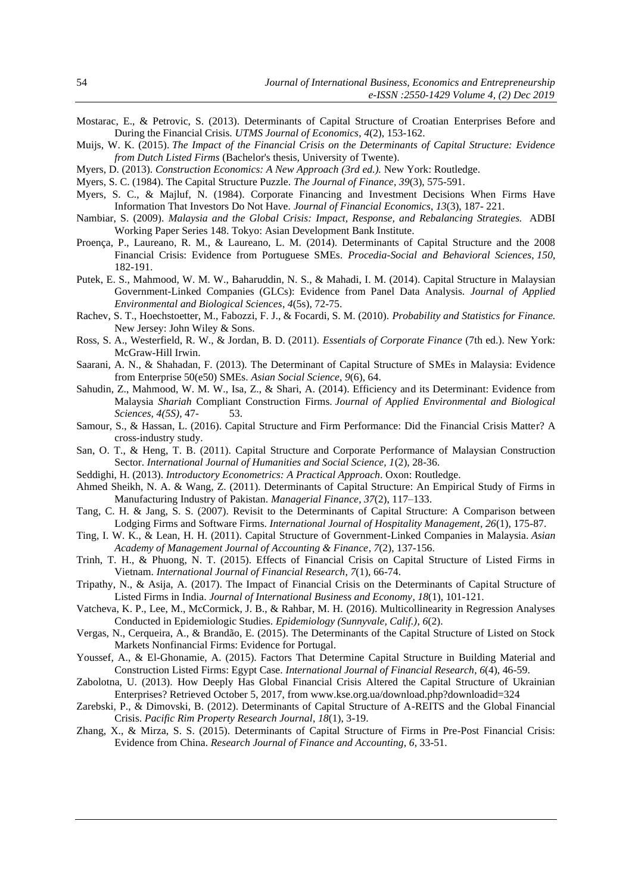Mostarac, E., & Petrovic, S. (2013). Determinants of Capital Structure of Croatian Enterprises Before and During the Financial Crisis. *UTMS Journal of Economics*, *4*(2), 153-162.

Muijs, W. K. (2015). *The Impact of the Financial Crisis on the Determinants of Capital Structure: Evidence from Dutch Listed Firms* (Bachelor's thesis, University of Twente).

Myers, D. (2013). *Construction Economics: A New Approach (3rd ed.).* New York: Routledge.

Myers, S. C. (1984). The Capital Structure Puzzle. *The Journal of Finance*, *39*(3), 575-591.

Myers, S. C., & Majluf, N. (1984). Corporate Financing and Investment Decisions When Firms Have Information That Investors Do Not Have. *Journal of Financial Economics*, *13*(3), 187- 221.

Nambiar, S. (2009). *Malaysia and the Global Crisis: Impact, Response, and Rebalancing Strategies.* ADBI Working Paper Series 148. Tokyo: Asian Development Bank Institute.

Proença, P., Laureano, R. M., & Laureano, L. M. (2014). Determinants of Capital Structure and the 2008 Financial Crisis: Evidence from Portuguese SMEs. *Procedia-Social and Behavioral Sciences*, *150*, 182-191.

Putek, E. S., Mahmood, W. M. W., Baharuddin, N. S., & Mahadi, I. M. (2014). Capital Structure in Malaysian Government-Linked Companies (GLCs): Evidence from Panel Data Analysis. *Journal of Applied Environmental and Biological Sciences*, *4*(5s), 72-75.

Rachev, S. T., Hoechstoetter, M., Fabozzi, F. J., & Focardi, S. M. (2010). *Probability and Statistics for Finance.* New Jersey: John Wiley & Sons.

Ross, S. A., Westerfield, R. W., & Jordan, B. D. (2011). *Essentials of Corporate Finance* (7th ed.). New York: McGraw-Hill Irwin.

Saarani, A. N., & Shahadan, F. (2013). The Determinant of Capital Structure of SMEs in Malaysia: Evidence from Enterprise 50(e50) SMEs. *Asian Social Science*, *9*(6), 64.

Sahudin, Z., Mahmood, W. M. W., Isa, Z., & Shari, A. (2014). Efficiency and its Determinant: Evidence from Malaysia *Shariah* Compliant Construction Firms. *Journal of Applied Environmental and Biological Sciences*, *4(5S)*, 47- 53.

Samour, S., & Hassan, L. (2016). Capital Structure and Firm Performance: Did the Financial Crisis Matter? A cross-industry study.

San, O. T., & Heng, T. B. (2011). Capital Structure and Corporate Performance of Malaysian Construction Sector. *International Journal of Humanities and Social Science, 1*(2), 28-36.

Seddighi, H. (2013). *Introductory Econometrics: A Practical Approach*. Oxon: Routledge.

Ahmed Sheikh, N. A. & Wang, Z. (2011). Determinants of Capital Structure: An Empirical Study of Firms in Manufacturing Industry of Pakistan. *Managerial Finance*, *37*(2), 117–133.

Tang, C. H. & Jang, S. S. (2007). Revisit to the Determinants of Capital Structure: A Comparison between Lodging Firms and Software Firms. *International Journal of Hospitality Management*, *26*(1), 175-87.

Ting, I. W. K., & Lean, H. H. (2011). Capital Structure of Government-Linked Companies in Malaysia. *Asian Academy of Management Journal of Accounting & Finance*, *7*(2), 137-156.

Trinh, T. H., & Phuong, N. T. (2015). Effects of Financial Crisis on Capital Structure of Listed Firms in Vietnam. *International Journal of Financial Research*, *7*(1), 66-74.

Tripathy, N., & Asija, A. (2017). The Impact of Financial Crisis on the Determinants of Capital Structure of Listed Firms in India. *Journal of International Business and Economy*, *18*(1), 101-121.

Vatcheva, K. P., Lee, M., McCormick, J. B., & Rahbar, M. H. (2016). Multicollinearity in Regression Analyses Conducted in Epidemiologic Studies. *Epidemiology (Sunnyvale, Calif.)*, *6*(2).

Vergas, N., Cerqueira, A., & Brandão, E. (2015). The Determinants of the Capital Structure of Listed on Stock Markets Nonfinancial Firms: Evidence for Portugal.

Youssef, A., & El-Ghonamie, A. (2015). Factors That Determine Capital Structure in Building Material and Construction Listed Firms: Egypt Case. *International Journal of Financial Research*, *6*(4), 46-59.

Zabolotna, U. (2013). How Deeply Has Global Financial Crisis Altered the Capital Structure of Ukrainian Enterprises? Retrieved October 5, 2017, from www.kse.org.ua/download.php?downloadid=324

Zarebski, P., & Dimovski, B. (2012). Determinants of Capital Structure of A-REITS and the Global Financial Crisis. *Pacific Rim Property Research Journal*, *18*(1), 3-19.

Zhang, X., & Mirza, S. S. (2015). Determinants of Capital Structure of Firms in Pre-Post Financial Crisis: Evidence from China. *Research Journal of Finance and Accounting*, *6*, 33-51.